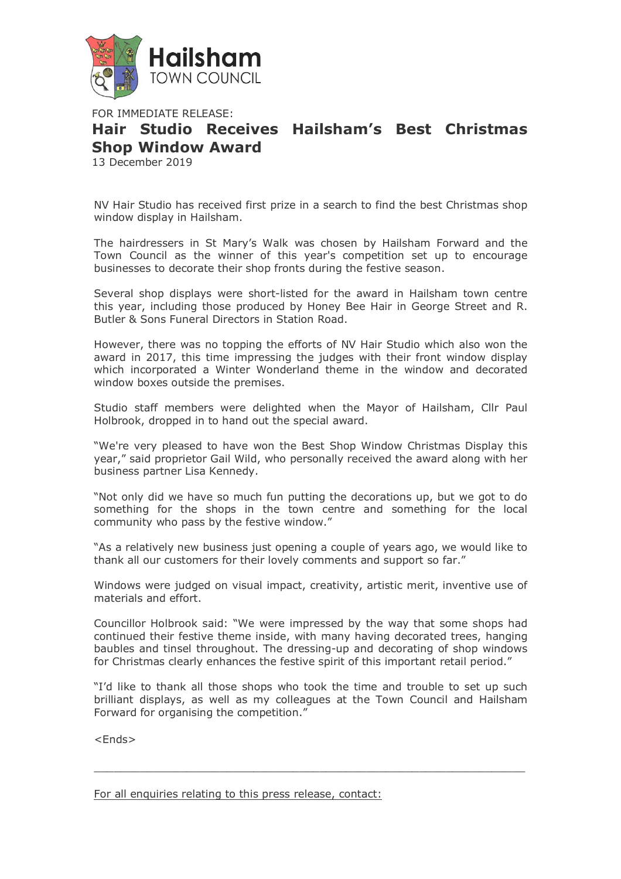Hailsham
TOWN COUNCIL

FOR IMMEDIATE RELEASE:

# Hair Studio Receives Hailsham's Best Christmas Shop Window Award

13 December 2019

NV Hair Studio has received first prize in a search to find the best Christmas shop window display in Hailsham.

The hairdressers in St Mary's Walk was chosen by Hailsham Forward and the Town Council as the winner of this year's competition set up to encourage businesses to decorate their shop fronts during the festive season.

Several shop displays were short-listed for the award in Hailsham town centre this year, including those produced by Honey Bee Hair in George Street and R. Butler & Sons Funeral Directors in Station Road.

However, there was no topping the efforts of NV Hair Studio which also won the award in 2017, this time impressing the judges with their front window display which incorporated a Winter Wonderland theme in the window and decorated window boxes outside the premises.

Studio staff members were delighted when the Mayor of Hailsham, Cllr Paul Holbrook, dropped in to hand out the special award.

"We're very pleased to have won the Best Shop Window Christmas Display this year," said proprietor Gail Wild, who personally received the award along with her business partner Lisa Kennedy.

"Not only did we have so much fun putting the decorations up, but we got to do something for the shops in the town centre and something for the local community who pass by the festive window."

"As a relatively new business just opening a couple of years ago, we would like to thank all our customers for their lovely comments and support so far."

Windows were judged on visual impact, creativity, artistic merit, inventive use of materials and effort.

Councillor Holbrook said: "We were impressed by the way that some shops had continued their festive theme inside, with many having decorated trees, hanging baubles and tinsel throughout. The dressing-up and decorating of shop windows for Christmas clearly enhances the festive spirit of this important retail period."

"I'd like to thank all those shops who took the time and trouble to set up such brilliant displays, as well as my colleagues at the Town Council and Hailsham Forward for organising the competition."

<Ends>

---

For all enquiries relating to this press release, contact: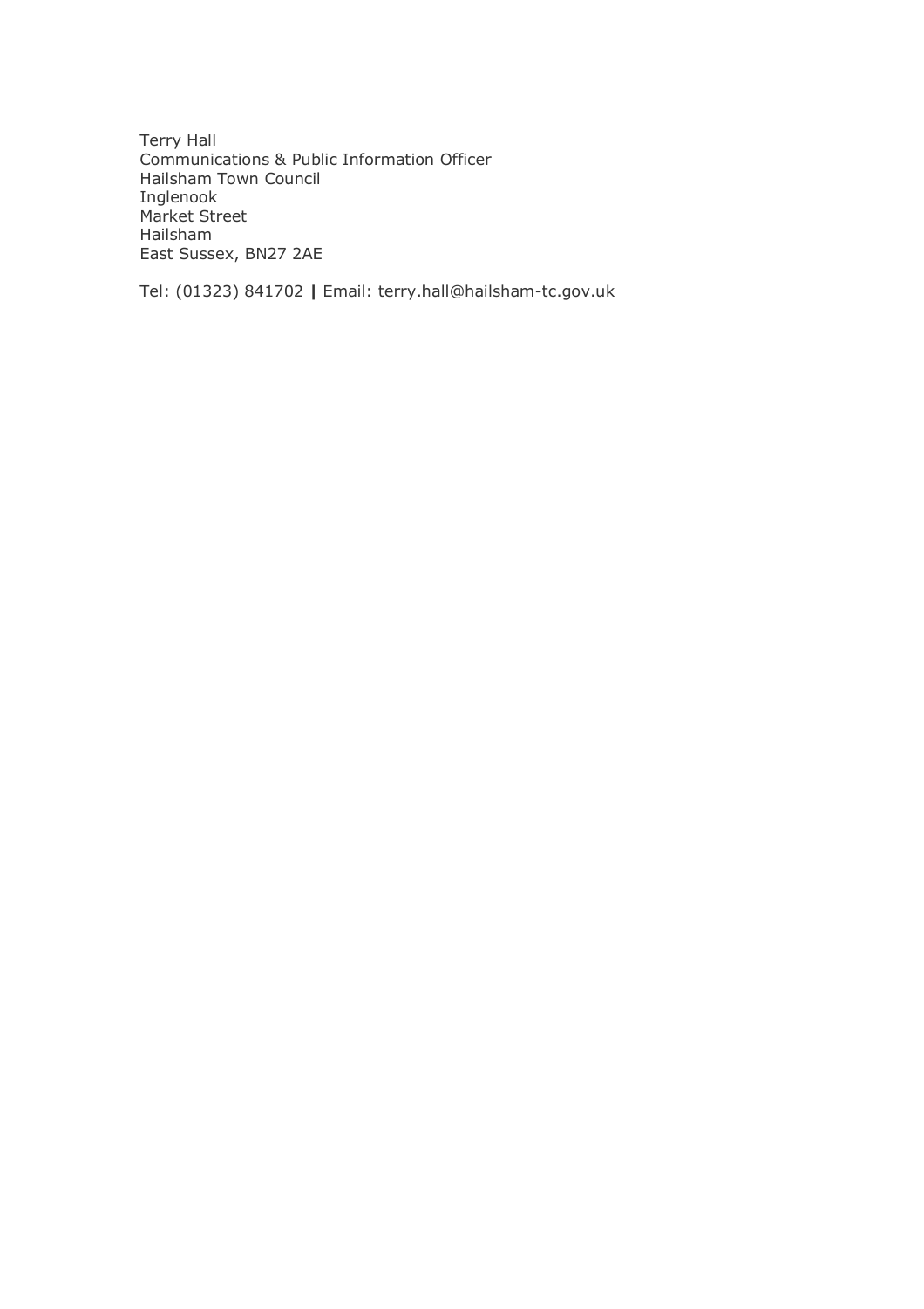Terry Hall
Communications & Public Information Officer
Hailsham Town Council
Inglenook
Market Street
Hailsham
East Sussex, BN27 2AE

Tel: (01323) 841702 **|** Email: terry.hall@hailsham-tc.gov.uk